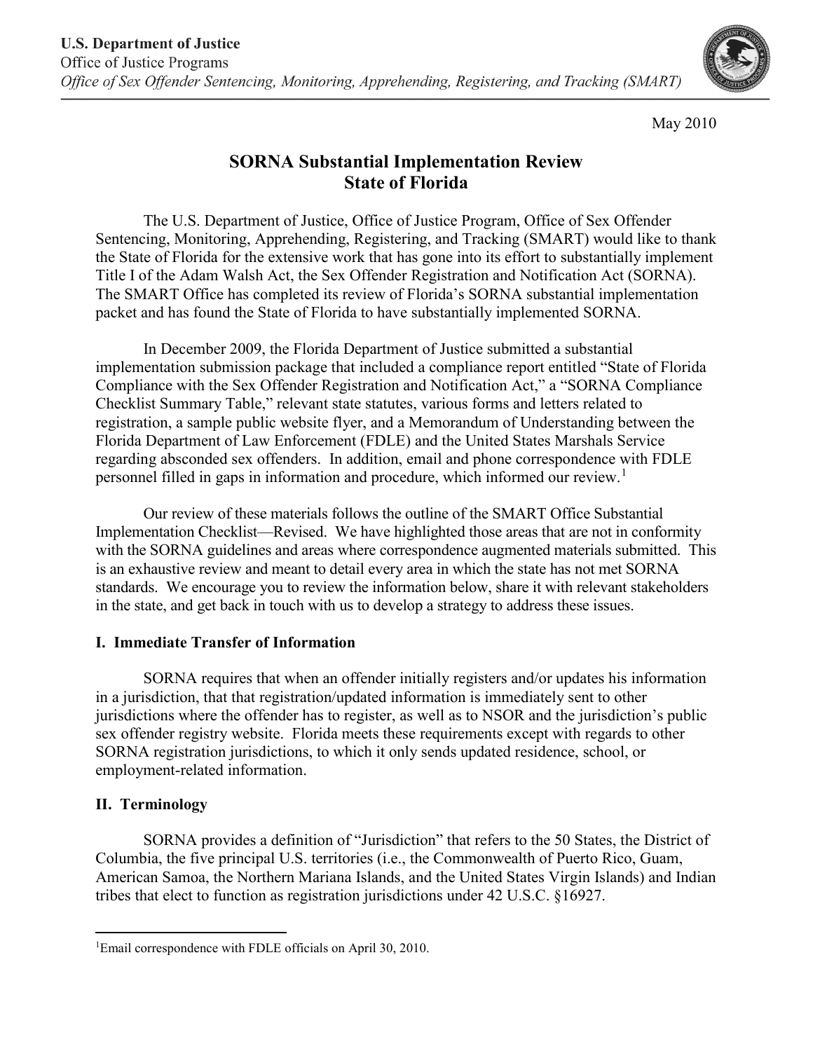**U.S. Department of Justice**
Office of Justice Programs
*Office of Sex Offender Sentencing, Monitoring, Apprehending, Registering, and Tracking (SMART)*

May 2010

# SORNA Substantial Implementation Review State of Florida

The U.S. Department of Justice, Office of Justice Program, Office of Sex Offender Sentencing, Monitoring, Apprehending, Registering, and Tracking (SMART) would like to thank the State of Florida for the extensive work that has gone into its effort to substantially implement Title I of the Adam Walsh Act, the Sex Offender Registration and Notification Act (SORNA). The SMART Office has completed its review of Florida's SORNA substantial implementation packet and has found the State of Florida to have substantially implemented SORNA.

In December 2009, the Florida Department of Justice submitted a substantial implementation submission package that included a compliance report entitled "State of Florida Compliance with the Sex Offender Registration and Notification Act," a "SORNA Compliance Checklist Summary Table," relevant state statutes, various forms and letters related to registration, a sample public website flyer, and a Memorandum of Understanding between the Florida Department of Law Enforcement (FDLE) and the United States Marshals Service regarding absconded sex offenders. In addition, email and phone correspondence with FDLE personnel filled in gaps in information and procedure, which informed our review.[1]

Our review of these materials follows the outline of the SMART Office Substantial Implementation Checklist—Revised. We have highlighted those areas that are not in conformity with the SORNA guidelines and areas where correspondence augmented materials submitted. This is an exhaustive review and meant to detail every area in which the state has not met SORNA standards. We encourage you to review the information below, share it with relevant stakeholders in the state, and get back in touch with us to develop a strategy to address these issues.

## I. Immediate Transfer of Information

SORNA requires that when an offender initially registers and/or updates his information in a jurisdiction, that that registration/updated information is immediately sent to other jurisdictions where the offender has to register, as well as to NSOR and the jurisdiction's public sex offender registry website. Florida meets these requirements except with regards to other SORNA registration jurisdictions, to which it only sends updated residence, school, or employment-related information.

## II. Terminology

SORNA provides a definition of "Jurisdiction" that refers to the 50 States, the District of Columbia, the five principal U.S. territories (i.e., the Commonwealth of Puerto Rico, Guam, American Samoa, the Northern Mariana Islands, and the United States Virgin Islands) and Indian tribes that elect to function as registration jurisdictions under 42 U.S.C. §16927.

---

[1] Email correspondence with FDLE officials on April 30, 2010.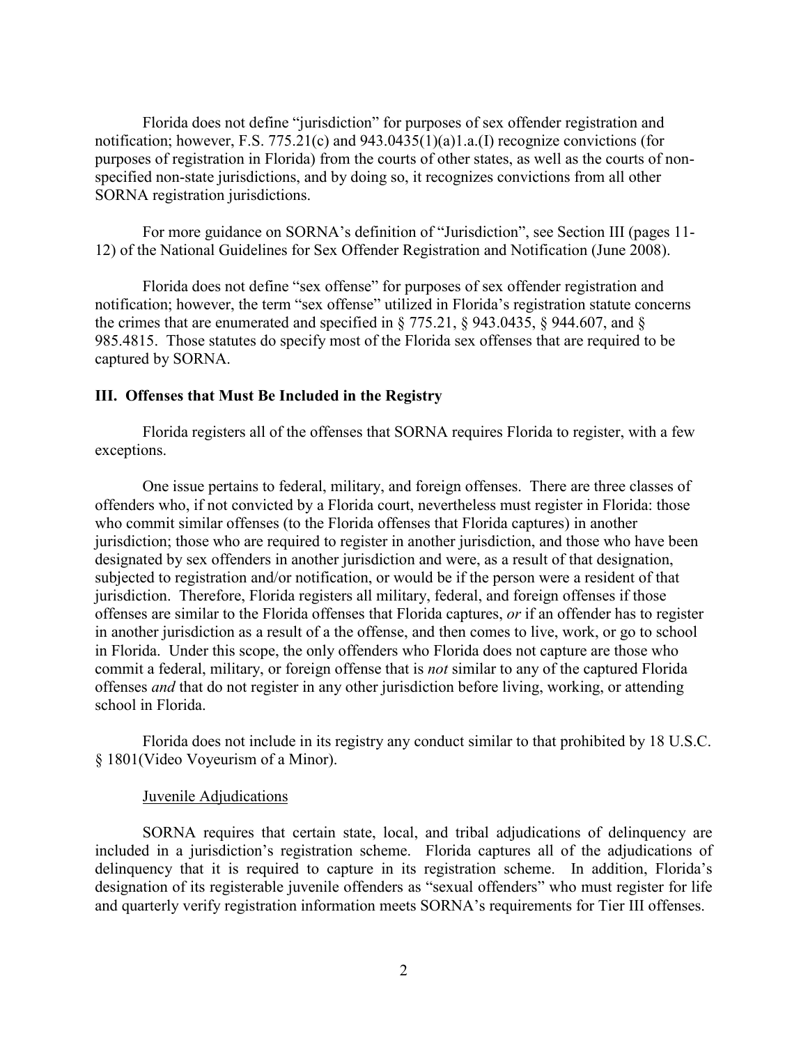Florida does not define "jurisdiction" for purposes of sex offender registration and notification; however, F.S. 775.21(c) and 943.0435(1)(a)1.a.(I) recognize convictions (for purposes of registration in Florida) from the courts of other states, as well as the courts of non-specified non-state jurisdictions, and by doing so, it recognizes convictions from all other SORNA registration jurisdictions.

For more guidance on SORNA's definition of "Jurisdiction", see Section III (pages 11-12) of the National Guidelines for Sex Offender Registration and Notification (June 2008).

Florida does not define "sex offense" for purposes of sex offender registration and notification; however, the term "sex offense" utilized in Florida's registration statute concerns the crimes that are enumerated and specified in § 775.21, § 943.0435, § 944.607, and § 985.4815. Those statutes do specify most of the Florida sex offenses that are required to be captured by SORNA.

## III. Offenses that Must Be Included in the Registry

Florida registers all of the offenses that SORNA requires Florida to register, with a few exceptions.

One issue pertains to federal, military, and foreign offenses. There are three classes of offenders who, if not convicted by a Florida court, nevertheless must register in Florida: those who commit similar offenses (to the Florida offenses that Florida captures) in another jurisdiction; those who are required to register in another jurisdiction, and those who have been designated by sex offenders in another jurisdiction and were, as a result of that designation, subjected to registration and/or notification, or would be if the person were a resident of that jurisdiction. Therefore, Florida registers all military, federal, and foreign offenses if those offenses are similar to the Florida offenses that Florida captures, *or* if an offender has to register in another jurisdiction as a result of a the offense, and then comes to live, work, or go to school in Florida. Under this scope, the only offenders who Florida does not capture are those who commit a federal, military, or foreign offense that is *not* similar to any of the captured Florida offenses *and* that do not register in any other jurisdiction before living, working, or attending school in Florida.

Florida does not include in its registry any conduct similar to that prohibited by 18 U.S.C. § 1801(Video Voyeurism of a Minor).

### Juvenile Adjudications

SORNA requires that certain state, local, and tribal adjudications of delinquency are included in a jurisdiction's registration scheme. Florida captures all of the adjudications of delinquency that it is required to capture in its registration scheme. In addition, Florida's designation of its registerable juvenile offenders as "sexual offenders" who must register for life and quarterly verify registration information meets SORNA's requirements for Tier III offenses.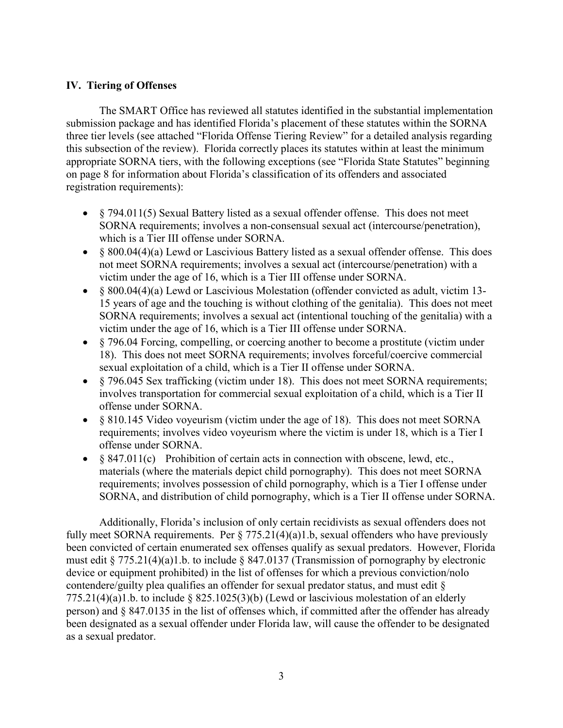## IV. Tiering of Offenses

The SMART Office has reviewed all statutes identified in the substantial implementation submission package and has identified Florida's placement of these statutes within the SORNA three tier levels (see attached "Florida Offense Tiering Review" for a detailed analysis regarding this subsection of the review). Florida correctly places its statutes within at least the minimum appropriate SORNA tiers, with the following exceptions (see "Florida State Statutes" beginning on page 8 for information about Florida's classification of its offenders and associated registration requirements):

- § 794.011(5) Sexual Battery listed as a sexual offender offense. This does not meet SORNA requirements; involves a non-consensual sexual act (intercourse/penetration), which is a Tier III offense under SORNA.
- § 800.04(4)(a) Lewd or Lascivious Battery listed as a sexual offender offense. This does not meet SORNA requirements; involves a sexual act (intercourse/penetration) with a victim under the age of 16, which is a Tier III offense under SORNA.
- § 800.04(4)(a) Lewd or Lascivious Molestation (offender convicted as adult, victim 13-15 years of age and the touching is without clothing of the genitalia). This does not meet SORNA requirements; involves a sexual act (intentional touching of the genitalia) with a victim under the age of 16, which is a Tier III offense under SORNA.
- § 796.04 Forcing, compelling, or coercing another to become a prostitute (victim under 18). This does not meet SORNA requirements; involves forceful/coercive commercial sexual exploitation of a child, which is a Tier II offense under SORNA.
- § 796.045 Sex trafficking (victim under 18). This does not meet SORNA requirements; involves transportation for commercial sexual exploitation of a child, which is a Tier II offense under SORNA.
- § 810.145 Video voyeurism (victim under the age of 18). This does not meet SORNA requirements; involves video voyeurism where the victim is under 18, which is a Tier I offense under SORNA.
- § 847.011(c) Prohibition of certain acts in connection with obscene, lewd, etc., materials (where the materials depict child pornography). This does not meet SORNA requirements; involves possession of child pornography, which is a Tier I offense under SORNA, and distribution of child pornography, which is a Tier II offense under SORNA.

Additionally, Florida's inclusion of only certain recidivists as sexual offenders does not fully meet SORNA requirements. Per § 775.21(4)(a)1.b, sexual offenders who have previously been convicted of certain enumerated sex offenses qualify as sexual predators. However, Florida must edit § 775.21(4)(a)1.b. to include § 847.0137 (Transmission of pornography by electronic device or equipment prohibited) in the list of offenses for which a previous conviction/nolo contendere/guilty plea qualifies an offender for sexual predator status, and must edit § 775.21(4)(a)1.b. to include § 825.1025(3)(b) (Lewd or lascivious molestation of an elderly person) and § 847.0135 in the list of offenses which, if committed after the offender has already been designated as a sexual offender under Florida law, will cause the offender to be designated as a sexual predator.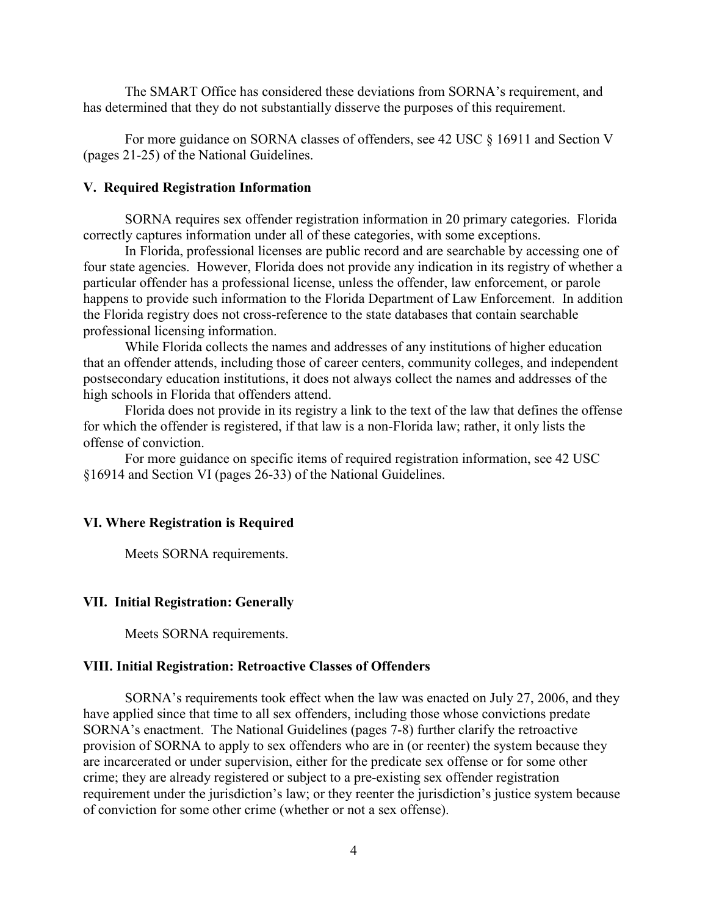The SMART Office has considered these deviations from SORNA's requirement, and has determined that they do not substantially disserve the purposes of this requirement.

For more guidance on SORNA classes of offenders, see 42 USC § 16911 and Section V (pages 21-25) of the National Guidelines.

### V. Required Registration Information

SORNA requires sex offender registration information in 20 primary categories. Florida correctly captures information under all of these categories, with some exceptions.

In Florida, professional licenses are public record and are searchable by accessing one of four state agencies. However, Florida does not provide any indication in its registry of whether a particular offender has a professional license, unless the offender, law enforcement, or parole happens to provide such information to the Florida Department of Law Enforcement. In addition the Florida registry does not cross-reference to the state databases that contain searchable professional licensing information.

While Florida collects the names and addresses of any institutions of higher education that an offender attends, including those of career centers, community colleges, and independent postsecondary education institutions, it does not always collect the names and addresses of the high schools in Florida that offenders attend.

Florida does not provide in its registry a link to the text of the law that defines the offense for which the offender is registered, if that law is a non-Florida law; rather, it only lists the offense of conviction.

For more guidance on specific items of required registration information, see 42 USC §16914 and Section VI (pages 26-33) of the National Guidelines.

### VI. Where Registration is Required

Meets SORNA requirements.

### VII. Initial Registration: Generally

Meets SORNA requirements.

### VIII. Initial Registration: Retroactive Classes of Offenders

SORNA's requirements took effect when the law was enacted on July 27, 2006, and they have applied since that time to all sex offenders, including those whose convictions predate SORNA's enactment. The National Guidelines (pages 7-8) further clarify the retroactive provision of SORNA to apply to sex offenders who are in (or reenter) the system because they are incarcerated or under supervision, either for the predicate sex offense or for some other crime; they are already registered or subject to a pre-existing sex offender registration requirement under the jurisdiction's law; or they reenter the jurisdiction's justice system because of conviction for some other crime (whether or not a sex offense).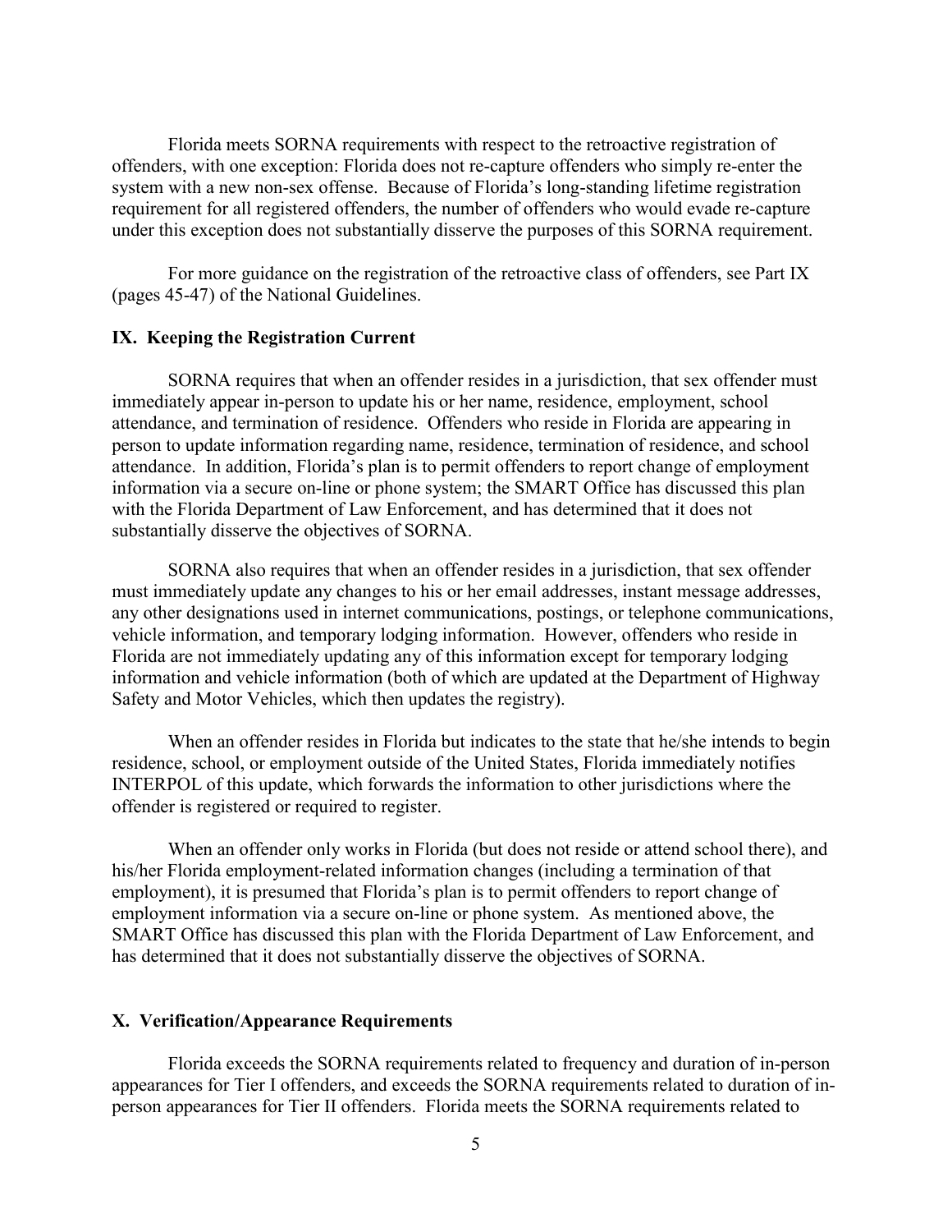Florida meets SORNA requirements with respect to the retroactive registration of offenders, with one exception: Florida does not re-capture offenders who simply re-enter the system with a new non-sex offense. Because of Florida's long-standing lifetime registration requirement for all registered offenders, the number of offenders who would evade re-capture under this exception does not substantially disserve the purposes of this SORNA requirement.

For more guidance on the registration of the retroactive class of offenders, see Part IX (pages 45-47) of the National Guidelines.

## IX. Keeping the Registration Current

SORNA requires that when an offender resides in a jurisdiction, that sex offender must immediately appear in-person to update his or her name, residence, employment, school attendance, and termination of residence. Offenders who reside in Florida are appearing in person to update information regarding name, residence, termination of residence, and school attendance. In addition, Florida's plan is to permit offenders to report change of employment information via a secure on-line or phone system; the SMART Office has discussed this plan with the Florida Department of Law Enforcement, and has determined that it does not substantially disserve the objectives of SORNA.

SORNA also requires that when an offender resides in a jurisdiction, that sex offender must immediately update any changes to his or her email addresses, instant message addresses, any other designations used in internet communications, postings, or telephone communications, vehicle information, and temporary lodging information. However, offenders who reside in Florida are not immediately updating any of this information except for temporary lodging information and vehicle information (both of which are updated at the Department of Highway Safety and Motor Vehicles, which then updates the registry).

When an offender resides in Florida but indicates to the state that he/she intends to begin residence, school, or employment outside of the United States, Florida immediately notifies INTERPOL of this update, which forwards the information to other jurisdictions where the offender is registered or required to register.

When an offender only works in Florida (but does not reside or attend school there), and his/her Florida employment-related information changes (including a termination of that employment), it is presumed that Florida's plan is to permit offenders to report change of employment information via a secure on-line or phone system. As mentioned above, the SMART Office has discussed this plan with the Florida Department of Law Enforcement, and has determined that it does not substantially disserve the objectives of SORNA.

## X. Verification/Appearance Requirements

Florida exceeds the SORNA requirements related to frequency and duration of in-person appearances for Tier I offenders, and exceeds the SORNA requirements related to duration of in-person appearances for Tier II offenders. Florida meets the SORNA requirements related to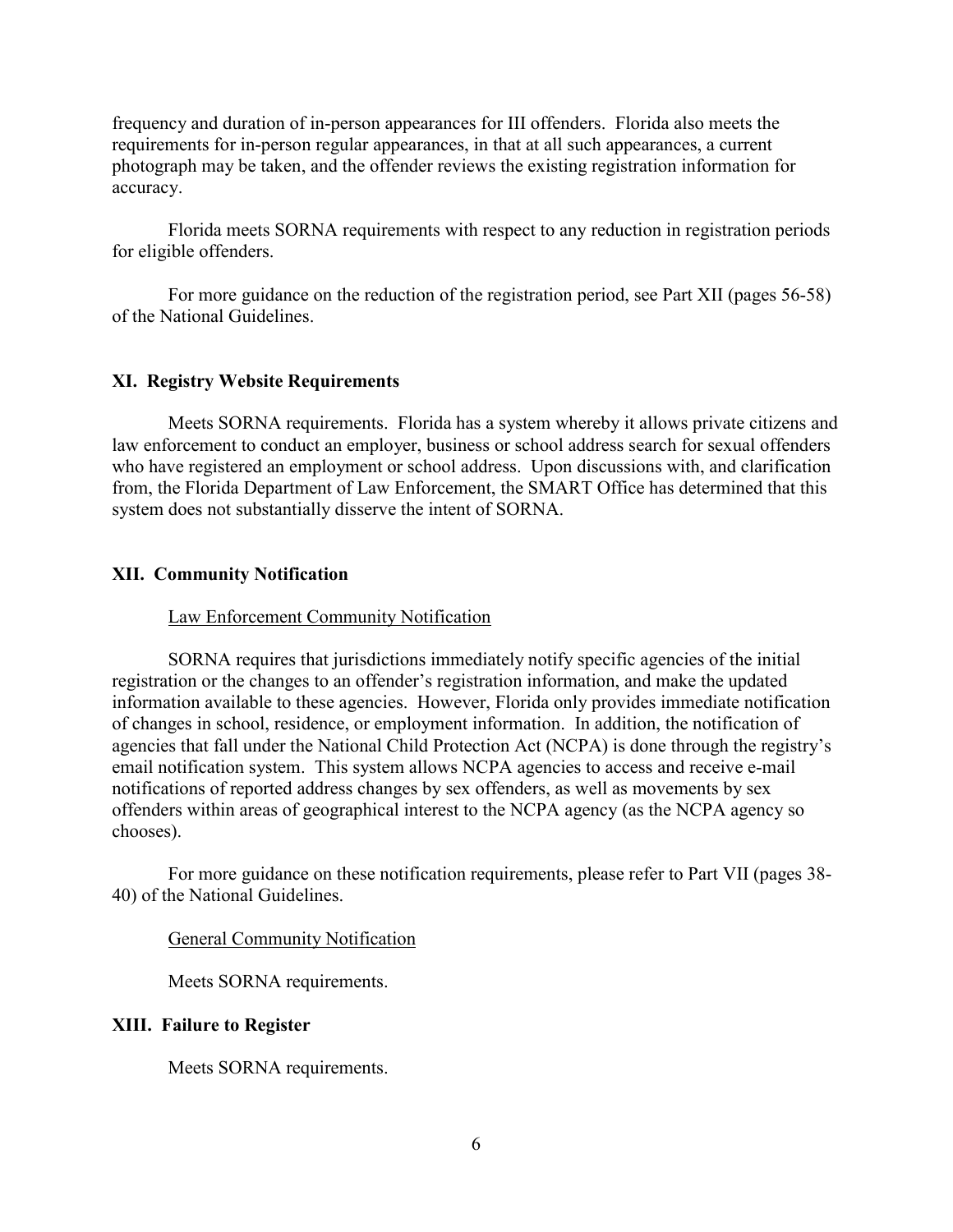frequency and duration of in-person appearances for III offenders. Florida also meets the requirements for in-person regular appearances, in that at all such appearances, a current photograph may be taken, and the offender reviews the existing registration information for accuracy.

Florida meets SORNA requirements with respect to any reduction in registration periods for eligible offenders.

For more guidance on the reduction of the registration period, see Part XII (pages 56-58) of the National Guidelines.

## XI. Registry Website Requirements

Meets SORNA requirements. Florida has a system whereby it allows private citizens and law enforcement to conduct an employer, business or school address search for sexual offenders who have registered an employment or school address. Upon discussions with, and clarification from, the Florida Department of Law Enforcement, the SMART Office has determined that this system does not substantially disserve the intent of SORNA.

## XII. Community Notification

Law Enforcement Community Notification

SORNA requires that jurisdictions immediately notify specific agencies of the initial registration or the changes to an offender's registration information, and make the updated information available to these agencies. However, Florida only provides immediate notification of changes in school, residence, or employment information. In addition, the notification of agencies that fall under the National Child Protection Act (NCPA) is done through the registry's email notification system. This system allows NCPA agencies to access and receive e-mail notifications of reported address changes by sex offenders, as well as movements by sex offenders within areas of geographical interest to the NCPA agency (as the NCPA agency so chooses).

For more guidance on these notification requirements, please refer to Part VII (pages 38-40) of the National Guidelines.

General Community Notification

Meets SORNA requirements.

## XIII. Failure to Register

Meets SORNA requirements.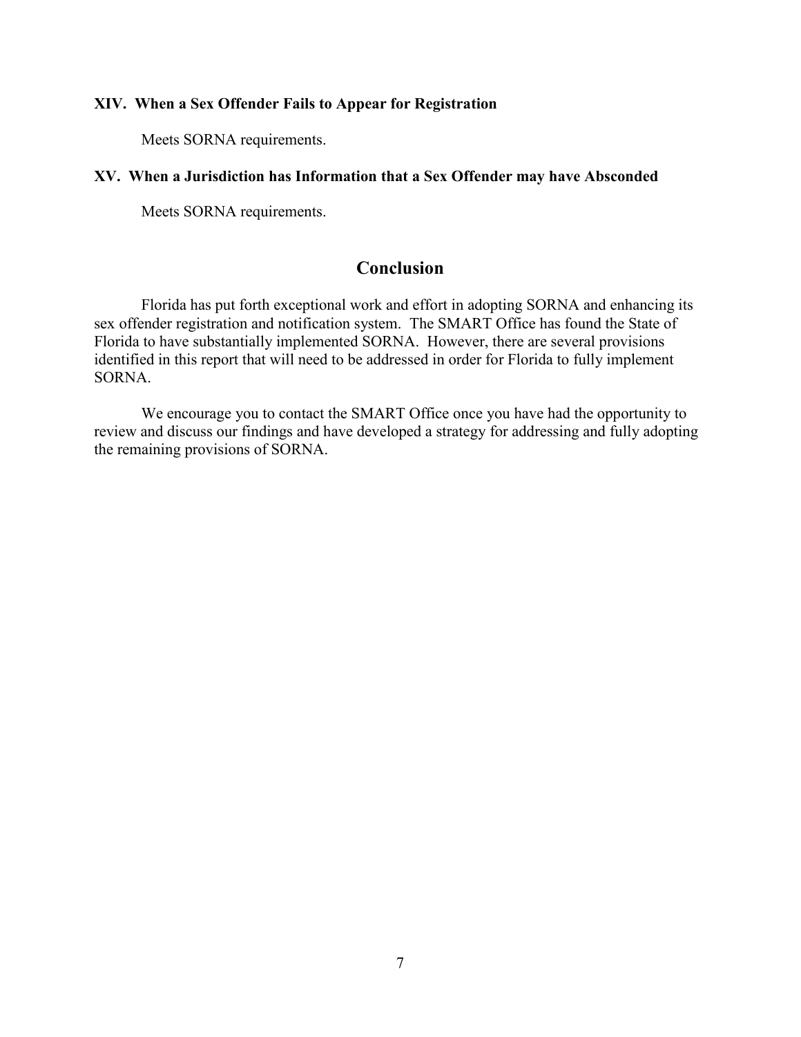### XIV. When a Sex Offender Fails to Appear for Registration

Meets SORNA requirements.

### XV. When a Jurisdiction has Information that a Sex Offender may have Absconded

Meets SORNA requirements.

## Conclusion

Florida has put forth exceptional work and effort in adopting SORNA and enhancing its sex offender registration and notification system. The SMART Office has found the State of Florida to have substantially implemented SORNA. However, there are several provisions identified in this report that will need to be addressed in order for Florida to fully implement SORNA.

We encourage you to contact the SMART Office once you have had the opportunity to review and discuss our findings and have developed a strategy for addressing and fully adopting the remaining provisions of SORNA.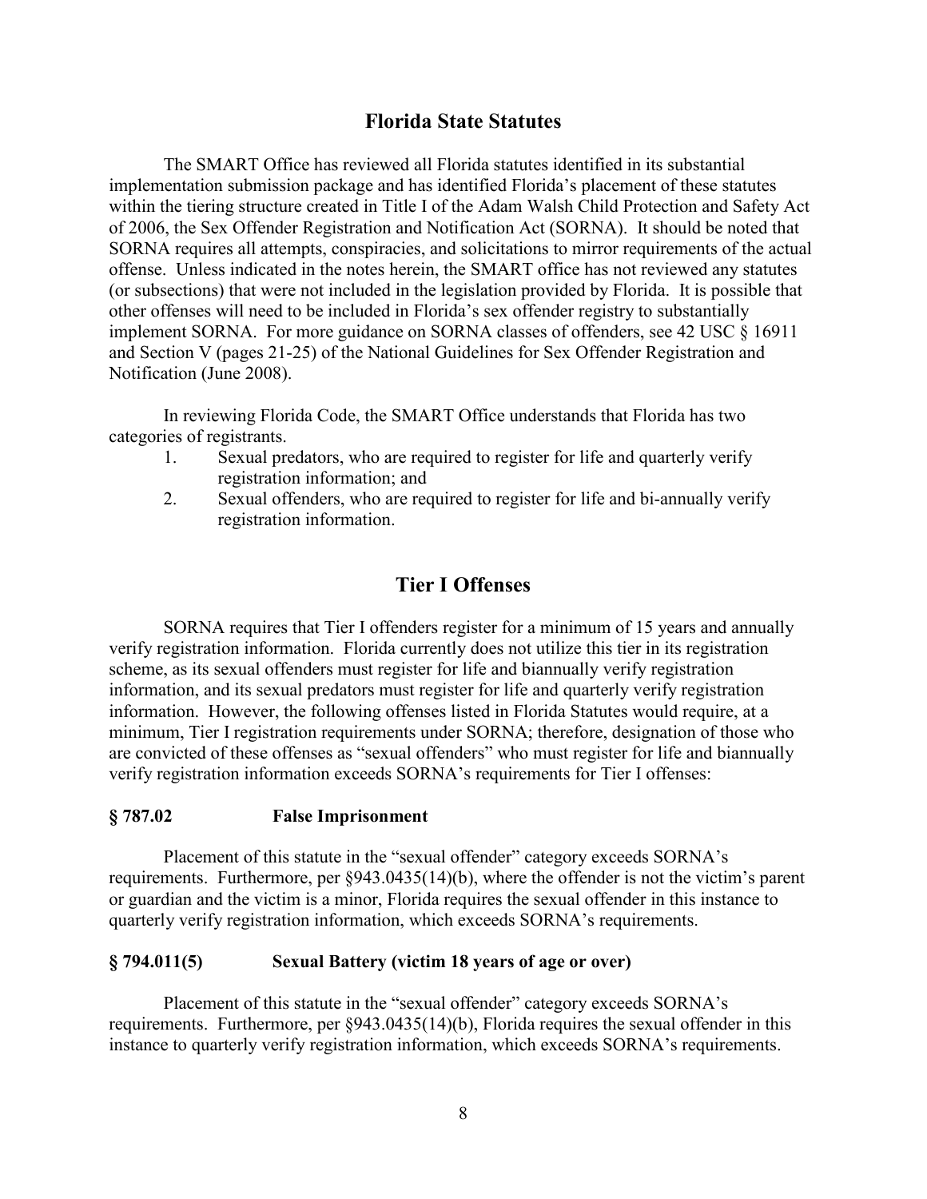## Florida State Statutes

The SMART Office has reviewed all Florida statutes identified in its substantial implementation submission package and has identified Florida's placement of these statutes within the tiering structure created in Title I of the Adam Walsh Child Protection and Safety Act of 2006, the Sex Offender Registration and Notification Act (SORNA). It should be noted that SORNA requires all attempts, conspiracies, and solicitations to mirror requirements of the actual offense. Unless indicated in the notes herein, the SMART office has not reviewed any statutes (or subsections) that were not included in the legislation provided by Florida. It is possible that other offenses will need to be included in Florida's sex offender registry to substantially implement SORNA. For more guidance on SORNA classes of offenders, see 42 USC § 16911 and Section V (pages 21-25) of the National Guidelines for Sex Offender Registration and Notification (June 2008).

In reviewing Florida Code, the SMART Office understands that Florida has two categories of registrants.

1. Sexual predators, who are required to register for life and quarterly verify registration information; and
2. Sexual offenders, who are required to register for life and bi-annually verify registration information.

## Tier I Offenses

SORNA requires that Tier I offenders register for a minimum of 15 years and annually verify registration information. Florida currently does not utilize this tier in its registration scheme, as its sexual offenders must register for life and biannually verify registration information, and its sexual predators must register for life and quarterly verify registration information. However, the following offenses listed in Florida Statutes would require, at a minimum, Tier I registration requirements under SORNA; therefore, designation of those who are convicted of these offenses as "sexual offenders" who must register for life and biannually verify registration information exceeds SORNA's requirements for Tier I offenses:

**§ 787.02 False Imprisonment**

Placement of this statute in the "sexual offender" category exceeds SORNA's requirements. Furthermore, per §943.0435(14)(b), where the offender is not the victim's parent or guardian and the victim is a minor, Florida requires the sexual offender in this instance to quarterly verify registration information, which exceeds SORNA's requirements.

**§ 794.011(5) Sexual Battery (victim 18 years of age or over)**

Placement of this statute in the "sexual offender" category exceeds SORNA's requirements. Furthermore, per §943.0435(14)(b), Florida requires the sexual offender in this instance to quarterly verify registration information, which exceeds SORNA's requirements.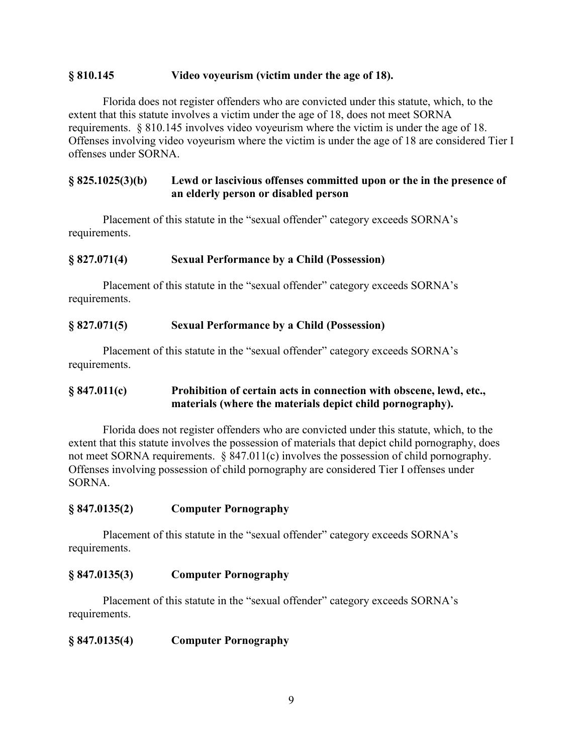**§ 810.145 Video voyeurism (victim under the age of 18).**

Florida does not register offenders who are convicted under this statute, which, to the extent that this statute involves a victim under the age of 18, does not meet SORNA requirements. § 810.145 involves video voyeurism where the victim is under the age of 18. Offenses involving video voyeurism where the victim is under the age of 18 are considered Tier I offenses under SORNA.

**§ 825.1025(3)(b) Lewd or lascivious offenses committed upon or the in the presence of an elderly person or disabled person**

Placement of this statute in the "sexual offender" category exceeds SORNA's requirements.

**§ 827.071(4) Sexual Performance by a Child (Possession)**

Placement of this statute in the "sexual offender" category exceeds SORNA's requirements.

**§ 827.071(5) Sexual Performance by a Child (Possession)**

Placement of this statute in the "sexual offender" category exceeds SORNA's requirements.

**§ 847.011(c) Prohibition of certain acts in connection with obscene, lewd, etc., materials (where the materials depict child pornography).**

Florida does not register offenders who are convicted under this statute, which, to the extent that this statute involves the possession of materials that depict child pornography, does not meet SORNA requirements. § 847.011(c) involves the possession of child pornography. Offenses involving possession of child pornography are considered Tier I offenses under SORNA.

**§ 847.0135(2) Computer Pornography**

Placement of this statute in the "sexual offender" category exceeds SORNA's requirements.

**§ 847.0135(3) Computer Pornography**

Placement of this statute in the "sexual offender" category exceeds SORNA's requirements.

**§ 847.0135(4) Computer Pornography**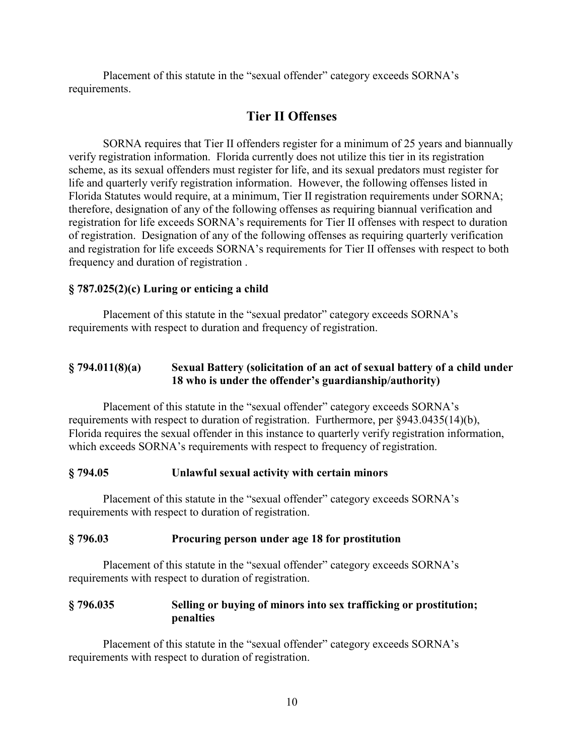Placement of this statute in the "sexual offender" category exceeds SORNA's requirements.

## Tier II Offenses

SORNA requires that Tier II offenders register for a minimum of 25 years and biannually verify registration information. Florida currently does not utilize this tier in its registration scheme, as its sexual offenders must register for life, and its sexual predators must register for life and quarterly verify registration information. However, the following offenses listed in Florida Statutes would require, at a minimum, Tier II registration requirements under SORNA; therefore, designation of any of the following offenses as requiring biannual verification and registration for life exceeds SORNA's requirements for Tier II offenses with respect to duration of registration. Designation of any of the following offenses as requiring quarterly verification and registration for life exceeds SORNA's requirements for Tier II offenses with respect to both frequency and duration of registration .

### § 787.025(2)(c) Luring or enticing a child

Placement of this statute in the "sexual predator" category exceeds SORNA's requirements with respect to duration and frequency of registration.

### § 794.011(8)(a) Sexual Battery (solicitation of an act of sexual battery of a child under 18 who is under the offender's guardianship/authority)

Placement of this statute in the "sexual offender" category exceeds SORNA's requirements with respect to duration of registration. Furthermore, per §943.0435(14)(b), Florida requires the sexual offender in this instance to quarterly verify registration information, which exceeds SORNA's requirements with respect to frequency of registration.

### § 794.05 Unlawful sexual activity with certain minors

Placement of this statute in the "sexual offender" category exceeds SORNA's requirements with respect to duration of registration.

### § 796.03 Procuring person under age 18 for prostitution

Placement of this statute in the "sexual offender" category exceeds SORNA's requirements with respect to duration of registration.

### § 796.035 Selling or buying of minors into sex trafficking or prostitution; penalties

Placement of this statute in the "sexual offender" category exceeds SORNA's requirements with respect to duration of registration.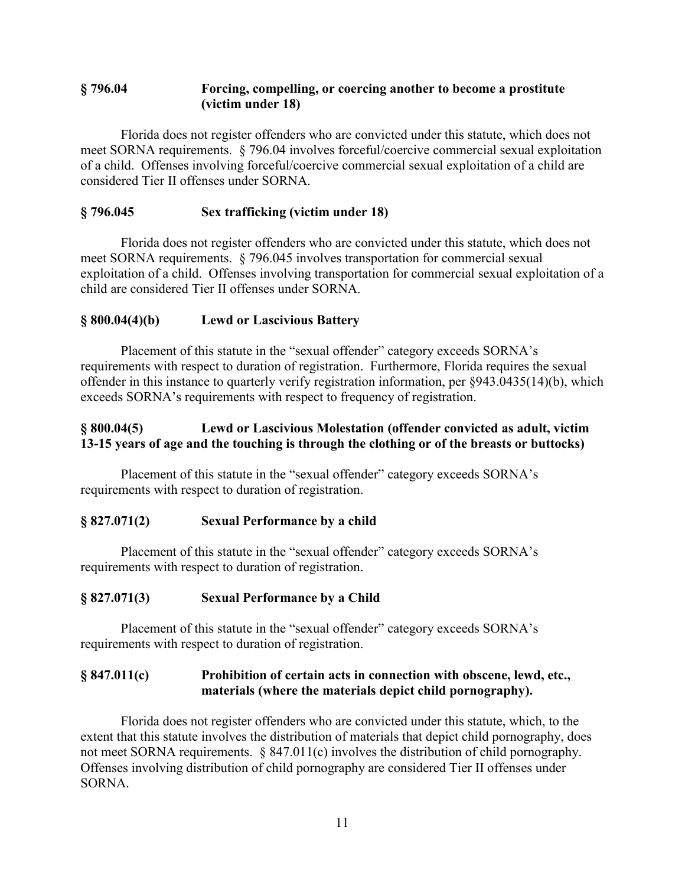**§ 796.04 Forcing, compelling, or coercing another to become a prostitute (victim under 18)**

Florida does not register offenders who are convicted under this statute, which does not meet SORNA requirements. § 796.04 involves forceful/coercive commercial sexual exploitation of a child. Offenses involving forceful/coercive commercial sexual exploitation of a child are considered Tier II offenses under SORNA.

**§ 796.045 Sex trafficking (victim under 18)**

Florida does not register offenders who are convicted under this statute, which does not meet SORNA requirements. § 796.045 involves transportation for commercial sexual exploitation of a child. Offenses involving transportation for commercial sexual exploitation of a child are considered Tier II offenses under SORNA.

**§ 800.04(4)(b) Lewd or Lascivious Battery**

Placement of this statute in the "sexual offender" category exceeds SORNA's requirements with respect to duration of registration. Furthermore, Florida requires the sexual offender in this instance to quarterly verify registration information, per §943.0435(14)(b), which exceeds SORNA's requirements with respect to frequency of registration.

**§ 800.04(5) Lewd or Lascivious Molestation (offender convicted as adult, victim 13-15 years of age and the touching is through the clothing or of the breasts or buttocks)**

Placement of this statute in the "sexual offender" category exceeds SORNA's requirements with respect to duration of registration.

**§ 827.071(2) Sexual Performance by a child**

Placement of this statute in the "sexual offender" category exceeds SORNA's requirements with respect to duration of registration.

**§ 827.071(3) Sexual Performance by a Child**

Placement of this statute in the "sexual offender" category exceeds SORNA's requirements with respect to duration of registration.

**§ 847.011(c) Prohibition of certain acts in connection with obscene, lewd, etc., materials (where the materials depict child pornography).**

Florida does not register offenders who are convicted under this statute, which, to the extent that this statute involves the distribution of materials that depict child pornography, does not meet SORNA requirements. § 847.011(c) involves the distribution of child pornography. Offenses involving distribution of child pornography are considered Tier II offenses under SORNA.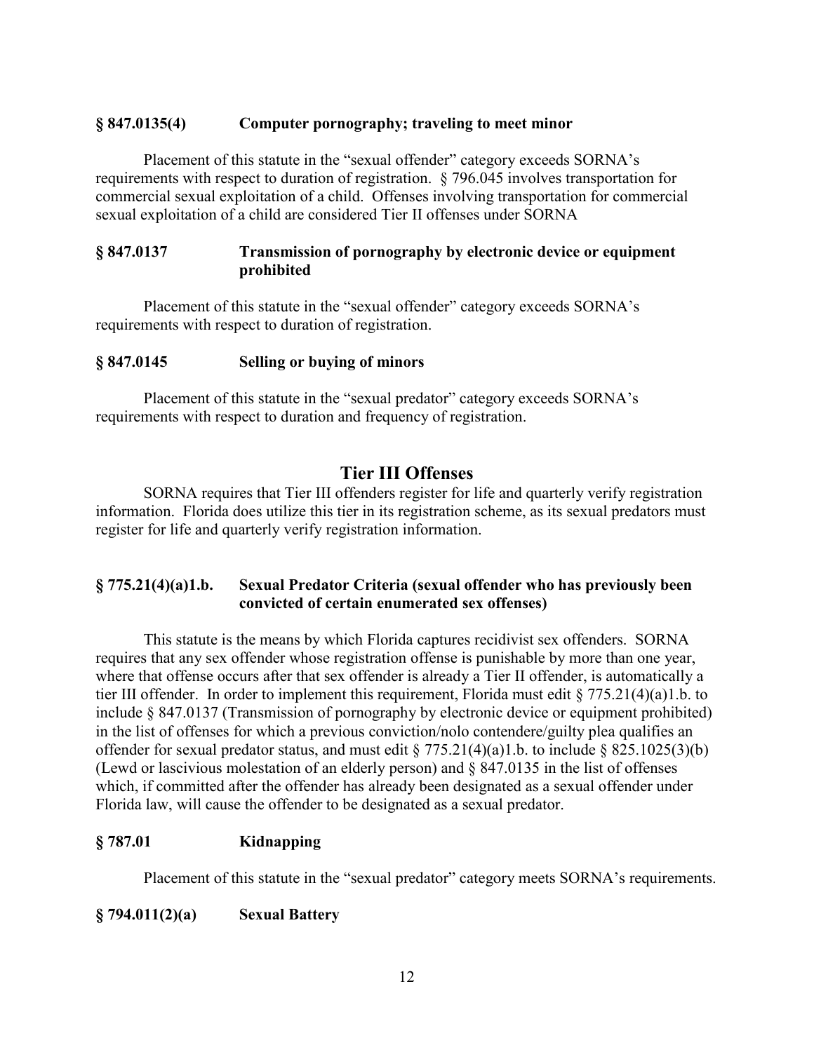**§ 847.0135(4) Computer pornography; traveling to meet minor**

Placement of this statute in the "sexual offender" category exceeds SORNA's requirements with respect to duration of registration. § 796.045 involves transportation for commercial sexual exploitation of a child. Offenses involving transportation for commercial sexual exploitation of a child are considered Tier II offenses under SORNA

**§ 847.0137 Transmission of pornography by electronic device or equipment prohibited**

Placement of this statute in the "sexual offender" category exceeds SORNA's requirements with respect to duration of registration.

**§ 847.0145 Selling or buying of minors**

Placement of this statute in the "sexual predator" category exceeds SORNA's requirements with respect to duration and frequency of registration.

## Tier III Offenses

SORNA requires that Tier III offenders register for life and quarterly verify registration information. Florida does utilize this tier in its registration scheme, as its sexual predators must register for life and quarterly verify registration information.

**§ 775.21(4)(a)1.b. Sexual Predator Criteria (sexual offender who has previously been convicted of certain enumerated sex offenses)**

This statute is the means by which Florida captures recidivist sex offenders. SORNA requires that any sex offender whose registration offense is punishable by more than one year, where that offense occurs after that sex offender is already a Tier II offender, is automatically a tier III offender. In order to implement this requirement, Florida must edit § 775.21(4)(a)1.b. to include § 847.0137 (Transmission of pornography by electronic device or equipment prohibited) in the list of offenses for which a previous conviction/nolo contendere/guilty plea qualifies an offender for sexual predator status, and must edit § 775.21(4)(a)1.b. to include § 825.1025(3)(b) (Lewd or lascivious molestation of an elderly person) and § 847.0135 in the list of offenses which, if committed after the offender has already been designated as a sexual offender under Florida law, will cause the offender to be designated as a sexual predator.

**§ 787.01 Kidnapping**

Placement of this statute in the "sexual predator" category meets SORNA's requirements.

**§ 794.011(2)(a) Sexual Battery**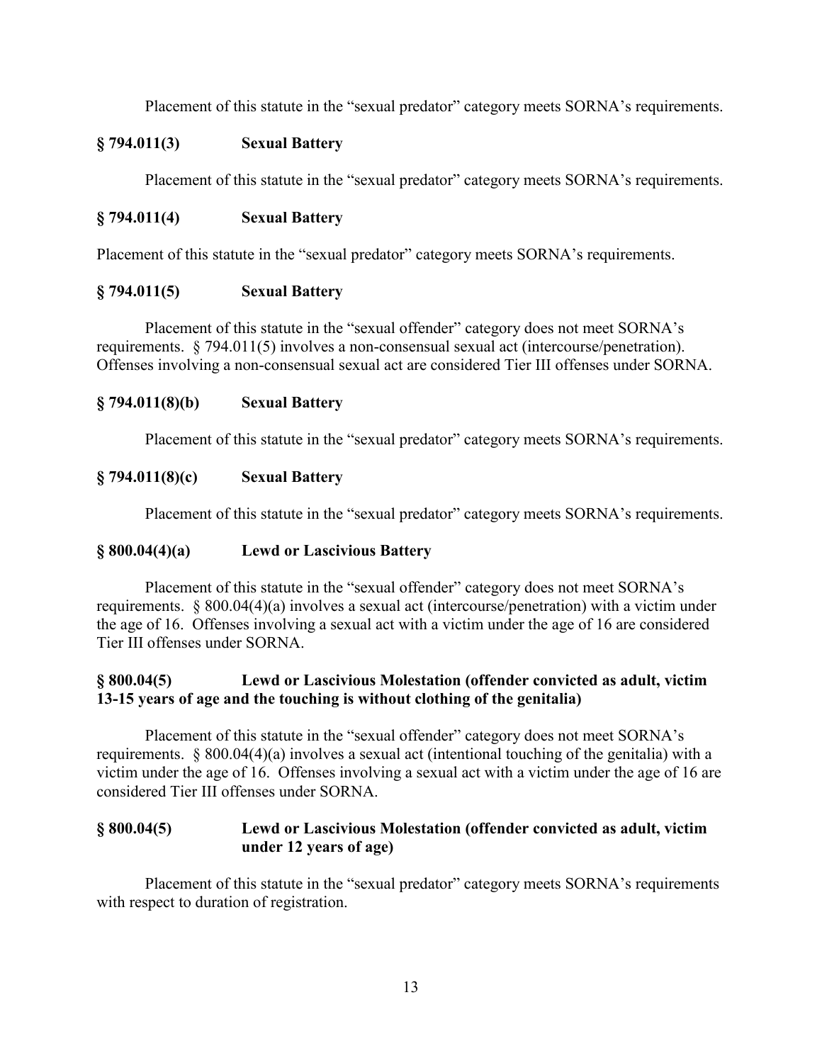Placement of this statute in the "sexual predator" category meets SORNA's requirements.

**§ 794.011(3) Sexual Battery**

Placement of this statute in the "sexual predator" category meets SORNA's requirements.

**§ 794.011(4) Sexual Battery**

Placement of this statute in the "sexual predator" category meets SORNA's requirements.

**§ 794.011(5) Sexual Battery**

Placement of this statute in the "sexual offender" category does not meet SORNA's requirements. § 794.011(5) involves a non-consensual sexual act (intercourse/penetration). Offenses involving a non-consensual sexual act are considered Tier III offenses under SORNA.

**§ 794.011(8)(b) Sexual Battery**

Placement of this statute in the "sexual predator" category meets SORNA's requirements.

**§ 794.011(8)(c) Sexual Battery**

Placement of this statute in the "sexual predator" category meets SORNA's requirements.

**§ 800.04(4)(a) Lewd or Lascivious Battery**

Placement of this statute in the "sexual offender" category does not meet SORNA's requirements. § 800.04(4)(a) involves a sexual act (intercourse/penetration) with a victim under the age of 16. Offenses involving a sexual act with a victim under the age of 16 are considered Tier III offenses under SORNA.

**§ 800.04(5) Lewd or Lascivious Molestation (offender convicted as adult, victim 13-15 years of age and the touching is without clothing of the genitalia)**

Placement of this statute in the "sexual offender" category does not meet SORNA's requirements. § 800.04(4)(a) involves a sexual act (intentional touching of the genitalia) with a victim under the age of 16. Offenses involving a sexual act with a victim under the age of 16 are considered Tier III offenses under SORNA.

**§ 800.04(5) Lewd or Lascivious Molestation (offender convicted as adult, victim under 12 years of age)**

Placement of this statute in the "sexual predator" category meets SORNA's requirements with respect to duration of registration.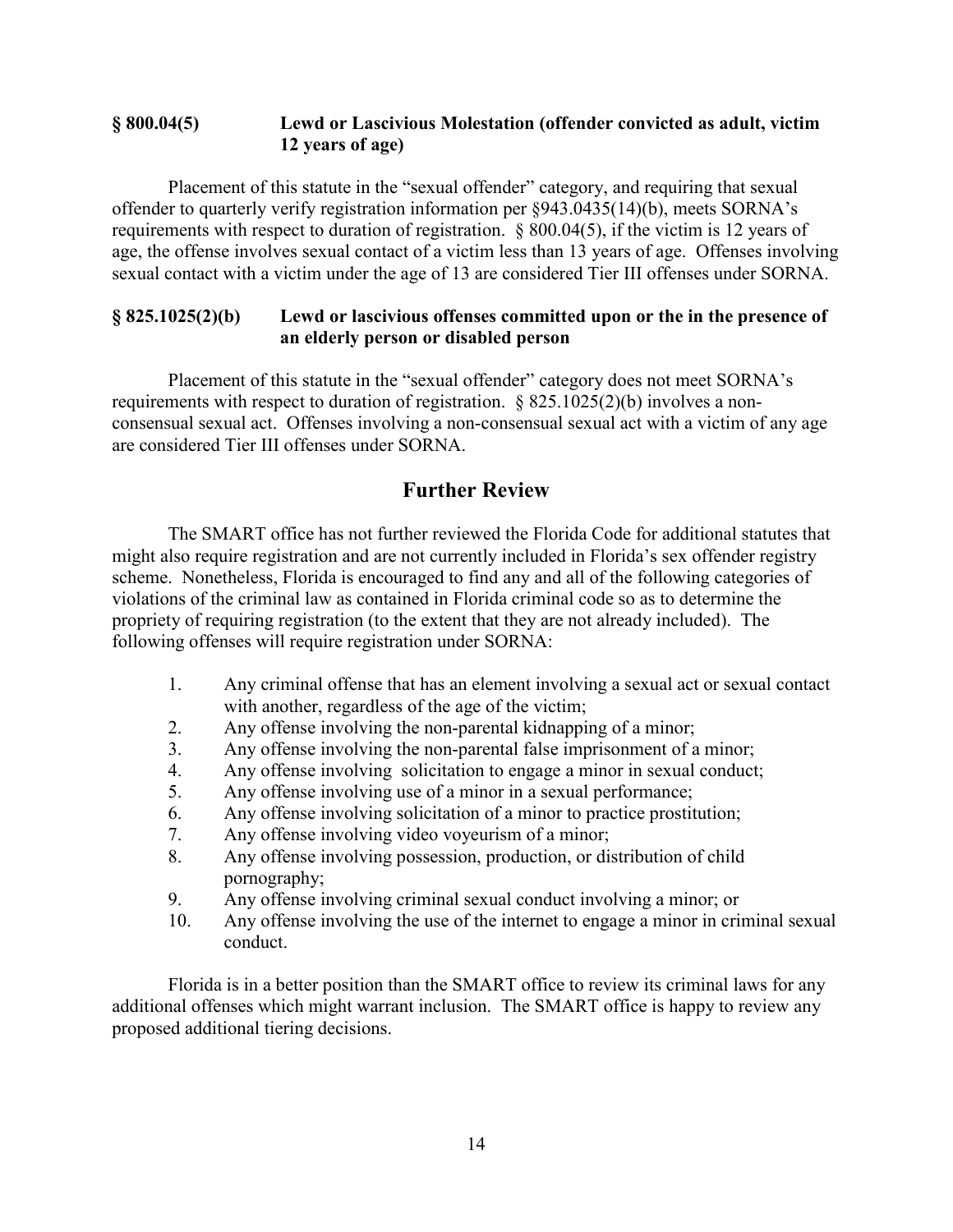**§ 800.04(5) Lewd or Lascivious Molestation (offender convicted as adult, victim 12 years of age)**

Placement of this statute in the "sexual offender" category, and requiring that sexual offender to quarterly verify registration information per §943.0435(14)(b), meets SORNA's requirements with respect to duration of registration. § 800.04(5), if the victim is 12 years of age, the offense involves sexual contact of a victim less than 13 years of age. Offenses involving sexual contact with a victim under the age of 13 are considered Tier III offenses under SORNA.

**§ 825.1025(2)(b) Lewd or lascivious offenses committed upon or the in the presence of an elderly person or disabled person**

Placement of this statute in the "sexual offender" category does not meet SORNA's requirements with respect to duration of registration. § 825.1025(2)(b) involves a non-consensual sexual act. Offenses involving a non-consensual sexual act with a victim of any age are considered Tier III offenses under SORNA.

## Further Review

The SMART office has not further reviewed the Florida Code for additional statutes that might also require registration and are not currently included in Florida's sex offender registry scheme. Nonetheless, Florida is encouraged to find any and all of the following categories of violations of the criminal law as contained in Florida criminal code so as to determine the propriety of requiring registration (to the extent that they are not already included). The following offenses will require registration under SORNA:

1. Any criminal offense that has an element involving a sexual act or sexual contact with another, regardless of the age of the victim;
2. Any offense involving the non-parental kidnapping of a minor;
3. Any offense involving the non-parental false imprisonment of a minor;
4. Any offense involving solicitation to engage a minor in sexual conduct;
5. Any offense involving use of a minor in a sexual performance;
6. Any offense involving solicitation of a minor to practice prostitution;
7. Any offense involving video voyeurism of a minor;
8. Any offense involving possession, production, or distribution of child pornography;
9. Any offense involving criminal sexual conduct involving a minor; or
10. Any offense involving the use of the internet to engage a minor in criminal sexual conduct.

Florida is in a better position than the SMART office to review its criminal laws for any additional offenses which might warrant inclusion. The SMART office is happy to review any proposed additional tiering decisions.